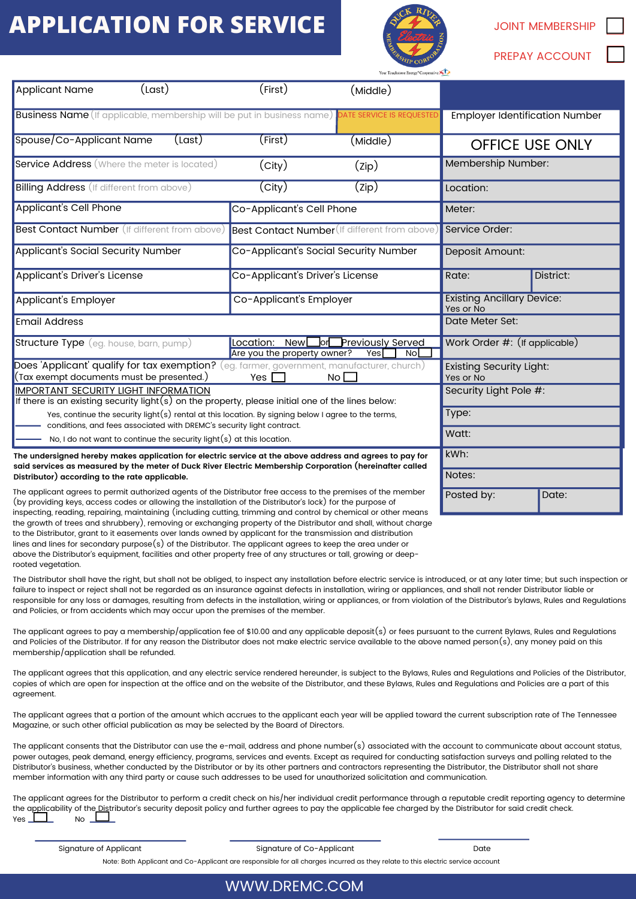# APPLICATION FOR SERVICE

JOINT MEMBERSHIP ☐

PREPAY ACCOUNT ☐

| | | |
|---|---|---|
| Applicant Name (Last) (First) (Middle) | | |
| Business Name (If applicable, membership will be put in business name) | DATE SERVICE IS REQUESTED | Employer Identification Number |
| Spouse/Co-Applicant Name (Last) (First) (Middle) | | **OFFICE USE ONLY** |
| Service Address (Where the meter is located) (City) (Zip) | | Membership Number: |
| Billing Address (If different from above) (City) (Zip) | | Location: |
| Applicant's Cell Phone | Co-Applicant's Cell Phone | Meter: |
| Best Contact Number (If different from above) | Best Contact Number (If different from above) | Service Order: |
| Applicant's Social Security Number | Co-Applicant's Social Security Number | Deposit Amount: |
| Applicant's Driver's License | Co-Applicant's Driver's License | Rate: / District: |
| Applicant's Employer | Co-Applicant's Employer | Existing Ancillary Device: Yes or No |
| Email Address | | Date Meter Set: |
| Structure Type (eg. house, barn, pump) | Location: New ☐ or ☐ Previously Served<br>Are you the property owner? Yes ☐ No ☐ | Work Order #: (If applicable) |
| Does 'Applicant' qualify for tax exemption? (eg. farmer, government, manufacturer, church)<br>(Tax exempt documents must be presented.) Yes ☐ No ☐ | | Existing Security Light: Yes or No |
| IMPORTANT SECURITY LIGHT INFORMATION<br>If there is an existing security light(s) on the property, please initial one of the lines below: | | Security Light Pole #: |
| ______ Yes, continue the security light(s) rental at this location. By signing below I agree to the terms, conditions, and fees associated with DREMC's security light contract. | | Type: |
| ______ No, I do not want to continue the security light(s) at this location. | | Watt: |
| | | kWh: |
| | | Notes: |
| | | Posted by: / Date: |

**The undersigned hereby makes application for electric service at the above address and agrees to pay for said services as measured by the meter of Duck River Electric Membership Corporation (hereinafter called Distributor) according to the rate applicable.**

The applicant agrees to permit authorized agents of the Distributor free access to the premises of the member (by providing keys, access codes or allowing the installation of the Distributor's lock) for the purpose of inspecting, reading, repairing, maintaining (including cutting, trimming and control by chemical or other means the growth of trees and shrubbery), removing or exchanging property of the Distributor and shall, without charge to the Distributor, grant to it easements over lands owned by applicant for the transmission and distribution lines and lines for secondary purpose(s) of the Distributor. The applicant agrees to keep the area under or above the Distributor's equipment, facilities and other property free of any structures or tall, growing or deep-rooted vegetation.

The Distributor shall have the right, but shall not be obliged, to inspect any installation before electric service is introduced, or at any later time; but such inspection or failure to inspect or reject shall not be regarded as an insurance against defects in installation, wiring or appliances, and shall not render Distributor liable or responsible for any loss or damages, resulting from defects in the installation, wiring or appliances, or from violation of the Distributor's bylaws, Rules and Regulations and Policies, or from accidents which may occur upon the premises of the member.

The applicant agrees to pay a membership/application fee of $10.00 and any applicable deposit(s) or fees pursuant to the current Bylaws, Rules and Regulations and Policies of the Distributor. If for any reason the Distributor does not make electric service available to the above named person(s), any money paid on this membership/application shall be refunded.

The applicant agrees that this application, and any electric service rendered hereunder, is subject to the Bylaws, Rules and Regulations and Policies of the Distributor, copies of which are open for inspection at the office and on the website of the Distributor, and these Bylaws, Rules and Regulations and Policies are a part of this agreement.

The applicant agrees that a portion of the amount which accrues to the applicant each year will be applied toward the current subscription rate of The Tennessee Magazine, or such other official publication as may be selected by the Board of Directors.

The applicant consents that the Distributor can use the e-mail, address and phone number(s) associated with the account to communicate about account status, power outages, peak demand, energy efficiency, programs, services and events. Except as required for conducting satisfaction surveys and polling related to the Distributor's business, whether conducted by the Distributor or by its other partners and contractors representing the Distributor, the Distributor shall not share member information with any third party or cause such addresses to be used for unauthorized solicitation and communication.

The applicant agrees for the Distributor to perform a credit check on his/her individual credit performance through a reputable credit reporting agency to determine the applicability of the Distributor's security deposit policy and further agrees to pay the applicable fee charged by the Distributor for said credit check.
Yes ☐ No ☐

Signature of Applicant ____________ Signature of Co-Applicant ____________ Date ____________

Note: Both Applicant and Co-Applicant are responsible for all charges incurred as they relate to this electric service account

WWW.DREMC.COM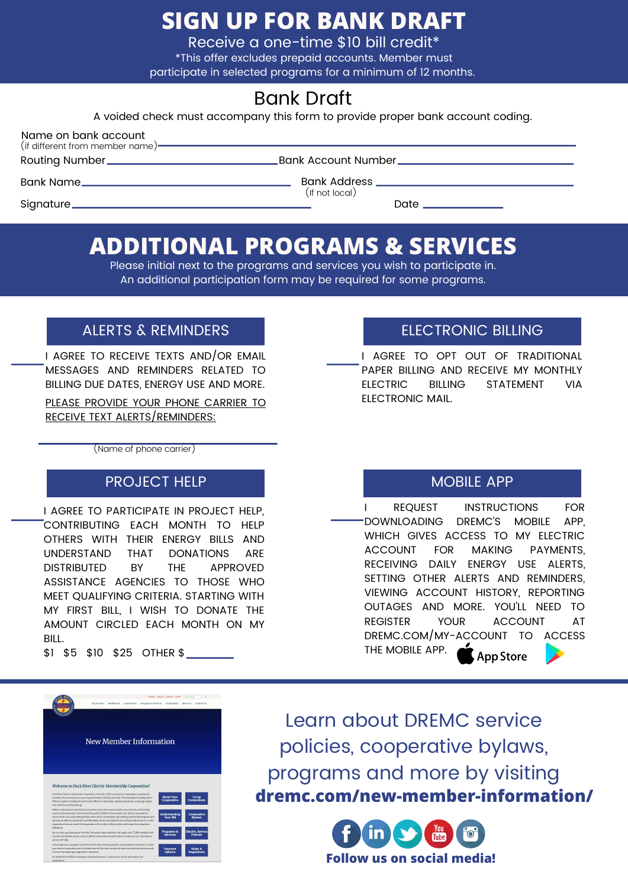# SIGN UP FOR BANK DRAFT

Receive a one-time $10 bill credit*

*This offer excludes prepaid accounts. Member must participate in selected programs for a minimum of 12 months.

## Bank Draft

A voided check must accompany this form to provide proper bank account coding.

Name on bank account (if different from member name) ______________________

Routing Number ______________________ Bank Account Number ______________________

Bank Name ______________________ Bank Address (If not local) ______________________

Signature ______________________ Date ____________

# ADDITIONAL PROGRAMS & SERVICES

Please initial next to the programs and services you wish to participate in.
An additional participation form may be required for some programs.

### ALERTS & REMINDERS

_____ I AGREE TO RECEIVE TEXTS AND/OR EMAIL MESSAGES AND REMINDERS RELATED TO BILLING DUE DATES, ENERGY USE AND MORE.

PLEASE PROVIDE YOUR PHONE CARRIER TO RECEIVE TEXT ALERTS/REMINDERS:

______________________
(Name of phone carrier)

### ELECTRONIC BILLING

_____ I AGREE TO OPT OUT OF TRADITIONAL PAPER BILLING AND RECEIVE MY MONTHLY ELECTRIC BILLING STATEMENT VIA ELECTRONIC MAIL.

### PROJECT HELP

_____ I AGREE TO PARTICIPATE IN PROJECT HELP, CONTRIBUTING EACH MONTH TO HELP OTHERS WITH THEIR ENERGY BILLS AND UNDERSTAND THAT DONATIONS ARE DISTRIBUTED BY THE APPROVED ASSISTANCE AGENCIES TO THOSE WHO MEET QUALIFYING CRITERIA. STARTING WITH MY FIRST BILL, I WISH TO DONATE THE AMOUNT CIRCLED EACH MONTH ON MY BILL.

$1 $5 $10 $25 OTHER $ ________

### MOBILE APP

_____ I REQUEST INSTRUCTIONS FOR DOWNLOADING DREMC'S MOBILE APP, WHICH GIVES ACCESS TO MY ELECTRIC ACCOUNT FOR MAKING PAYMENTS, RECEIVING DAILY ENERGY USE ALERTS, SETTING OTHER ALERTS AND REMINDERS, VIEWING ACCOUNT HISTORY, REPORTING OUTAGES AND MORE. YOU'LL NEED TO REGISTER YOUR ACCOUNT AT DREMC.COM/MY-ACCOUNT TO ACCESS THE MOBILE APP.

App Store

Learn about DREMC service policies, cooperative bylaws, programs and more by visiting **dremc.com/new-member-information/**

**Follow us on social media!**